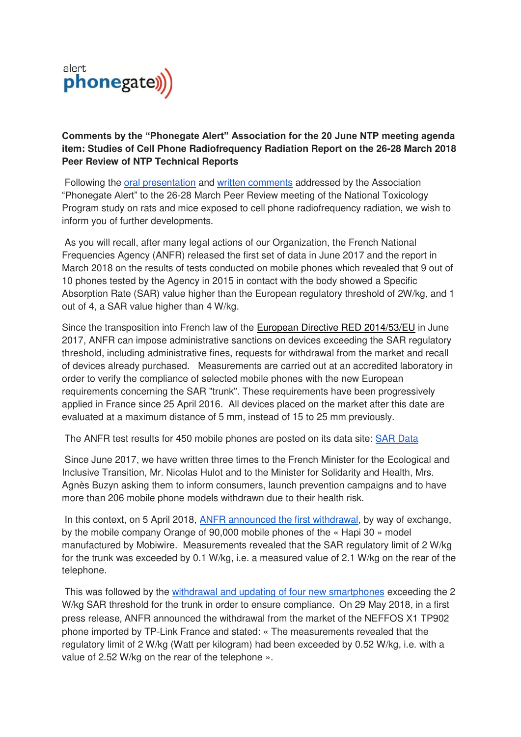alert phonegate

**Comments by the "Phonegate Alert" Association for the 20 June NTP meeting agenda item: Studies of Cell Phone Radiofrequency Radiation Report on the 26-28 March 2018 Peer Review of NTP Technical Reports**

Following the oral presentation and written comments addressed by the Association "Phonegate Alert" to the 26-28 March Peer Review meeting of the National Toxicology Program study on rats and mice exposed to cell phone radiofrequency radiation, we wish to inform you of further developments.

As you will recall, after many legal actions of our Organization, the French National Frequencies Agency (ANFR) released the first set of data in June 2017 and the report in March 2018 on the results of tests conducted on mobile phones which revealed that 9 out of 10 phones tested by the Agency in 2015 in contact with the body showed a Specific Absorption Rate (SAR) value higher than the European regulatory threshold of 2W/kg, and 1 out of 4, a SAR value higher than 4 W/kg.

Since the transposition into French law of the European Directive RED 2014/53/EU in June 2017, ANFR can impose administrative sanctions on devices exceeding the SAR regulatory threshold, including administrative fines, requests for withdrawal from the market and recall of devices already purchased. Measurements are carried out at an accredited laboratory in order to verify the compliance of selected mobile phones with the new European requirements concerning the SAR "trunk". These requirements have been progressively applied in France since 25 April 2016. All devices placed on the market after this date are evaluated at a maximum distance of 5 mm, instead of 15 to 25 mm previously.

The ANFR test results for 450 mobile phones are posted on its data site: SAR Data

Since June 2017, we have written three times to the French Minister for the Ecological and Inclusive Transition, Mr. Nicolas Hulot and to the Minister for Solidarity and Health, Mrs. Agnès Buzyn asking them to inform consumers, launch prevention campaigns and to have more than 206 mobile phone models withdrawn due to their health risk.

In this context, on 5 April 2018, ANFR announced the first withdrawal, by way of exchange, by the mobile company Orange of 90,000 mobile phones of the « Hapi 30 » model manufactured by Mobiwire. Measurements revealed that the SAR regulatory limit of 2 W/kg for the trunk was exceeded by 0.1 W/kg, i.e. a measured value of 2.1 W/kg on the rear of the telephone.

This was followed by the withdrawal and updating of four new smartphones exceeding the 2 W/kg SAR threshold for the trunk in order to ensure compliance. On 29 May 2018, in a first press release, ANFR announced the withdrawal from the market of the NEFFOS X1 TP902 phone imported by TP-Link France and stated: « The measurements revealed that the regulatory limit of 2 W/kg (Watt per kilogram) had been exceeded by 0.52 W/kg, i.e. with a value of 2.52 W/kg on the rear of the telephone ».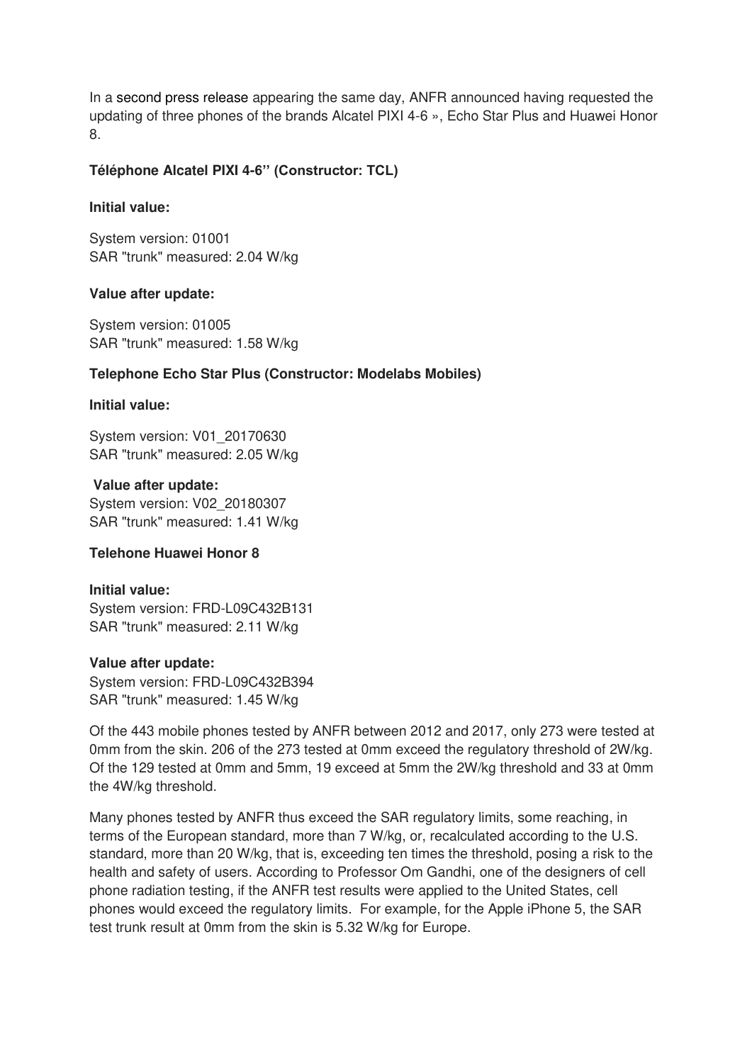In a second press release appearing the same day, ANFR announced having requested the updating of three phones of the brands Alcatel PIXI 4-6 », Echo Star Plus and Huawei Honor 8.

**Téléphone Alcatel PIXI 4-6'' (Constructor: TCL)**

**Initial value:**

System version: 01001
SAR "trunk" measured: 2.04 W/kg

**Value after update:**

System version: 01005
SAR "trunk" measured: 1.58 W/kg

**Telephone Echo Star Plus (Constructor: Modelabs Mobiles)**

**Initial value:**

System version: V01_20170630
SAR "trunk" measured: 2.05 W/kg

**Value after update:**
System version: V02_20180307
SAR "trunk" measured: 1.41 W/kg

**Telehone Huawei Honor 8**

**Initial value:**
System version: FRD-L09C432B131
SAR "trunk" measured: 2.11 W/kg

**Value after update:**
System version: FRD-L09C432B394
SAR "trunk" measured: 1.45 W/kg

Of the 443 mobile phones tested by ANFR between 2012 and 2017, only 273 were tested at 0mm from the skin. 206 of the 273 tested at 0mm exceed the regulatory threshold of 2W/kg. Of the 129 tested at 0mm and 5mm, 19 exceed at 5mm the 2W/kg threshold and 33 at 0mm the 4W/kg threshold.

Many phones tested by ANFR thus exceed the SAR regulatory limits, some reaching, in terms of the European standard, more than 7 W/kg, or, recalculated according to the U.S. standard, more than 20 W/kg, that is, exceeding ten times the threshold, posing a risk to the health and safety of users. According to Professor Om Gandhi, one of the designers of cell phone radiation testing, if the ANFR test results were applied to the United States, cell phones would exceed the regulatory limits. For example, for the Apple iPhone 5, the SAR test trunk result at 0mm from the skin is 5.32 W/kg for Europe.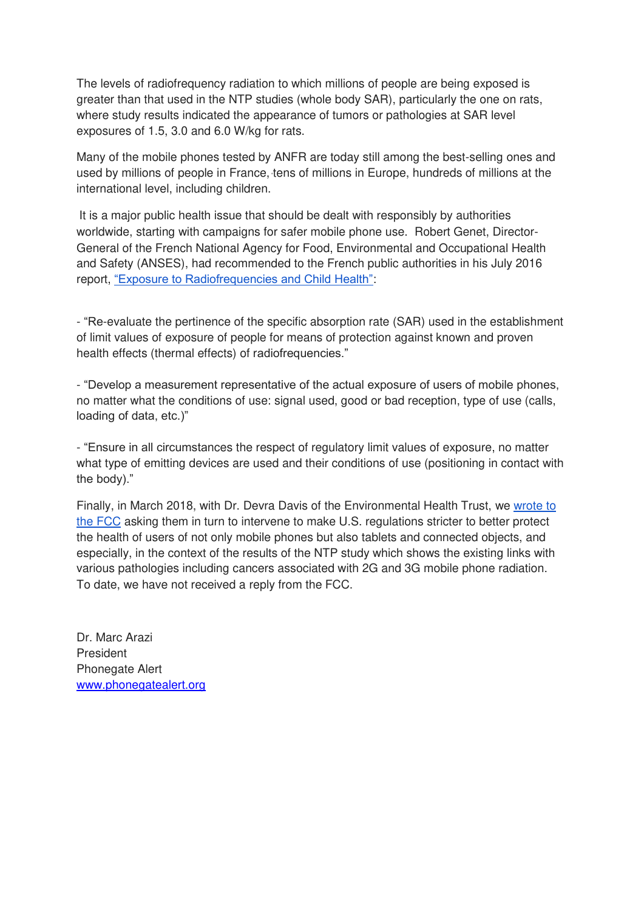The levels of radiofrequency radiation to which millions of people are being exposed is greater than that used in the NTP studies (whole body SAR), particularly the one on rats, where study results indicated the appearance of tumors or pathologies at SAR level exposures of 1.5, 3.0 and 6.0 W/kg for rats.

Many of the mobile phones tested by ANFR are today still among the best-selling ones and used by millions of people in France, tens of millions in Europe, hundreds of millions at the international level, including children.

It is a major public health issue that should be dealt with responsibly by authorities worldwide, starting with campaigns for safer mobile phone use. Robert Genet, Director-General of the French National Agency for Food, Environmental and Occupational Health and Safety (ANSES), had recommended to the French public authorities in his July 2016 report, "Exposure to Radiofrequencies and Child Health":

- "Re-evaluate the pertinence of the specific absorption rate (SAR) used in the establishment of limit values of exposure of people for means of protection against known and proven health effects (thermal effects) of radiofrequencies."

- "Develop a measurement representative of the actual exposure of users of mobile phones, no matter what the conditions of use: signal used, good or bad reception, type of use (calls, loading of data, etc.)"

- "Ensure in all circumstances the respect of regulatory limit values of exposure, no matter what type of emitting devices are used and their conditions of use (positioning in contact with the body)."

Finally, in March 2018, with Dr. Devra Davis of the Environmental Health Trust, we wrote to the FCC asking them in turn to intervene to make U.S. regulations stricter to better protect the health of users of not only mobile phones but also tablets and connected objects, and especially, in the context of the results of the NTP study which shows the existing links with various pathologies including cancers associated with 2G and 3G mobile phone radiation. To date, we have not received a reply from the FCC.

Dr. Marc Arazi
President
Phonegate Alert
www.phonegatealert.org